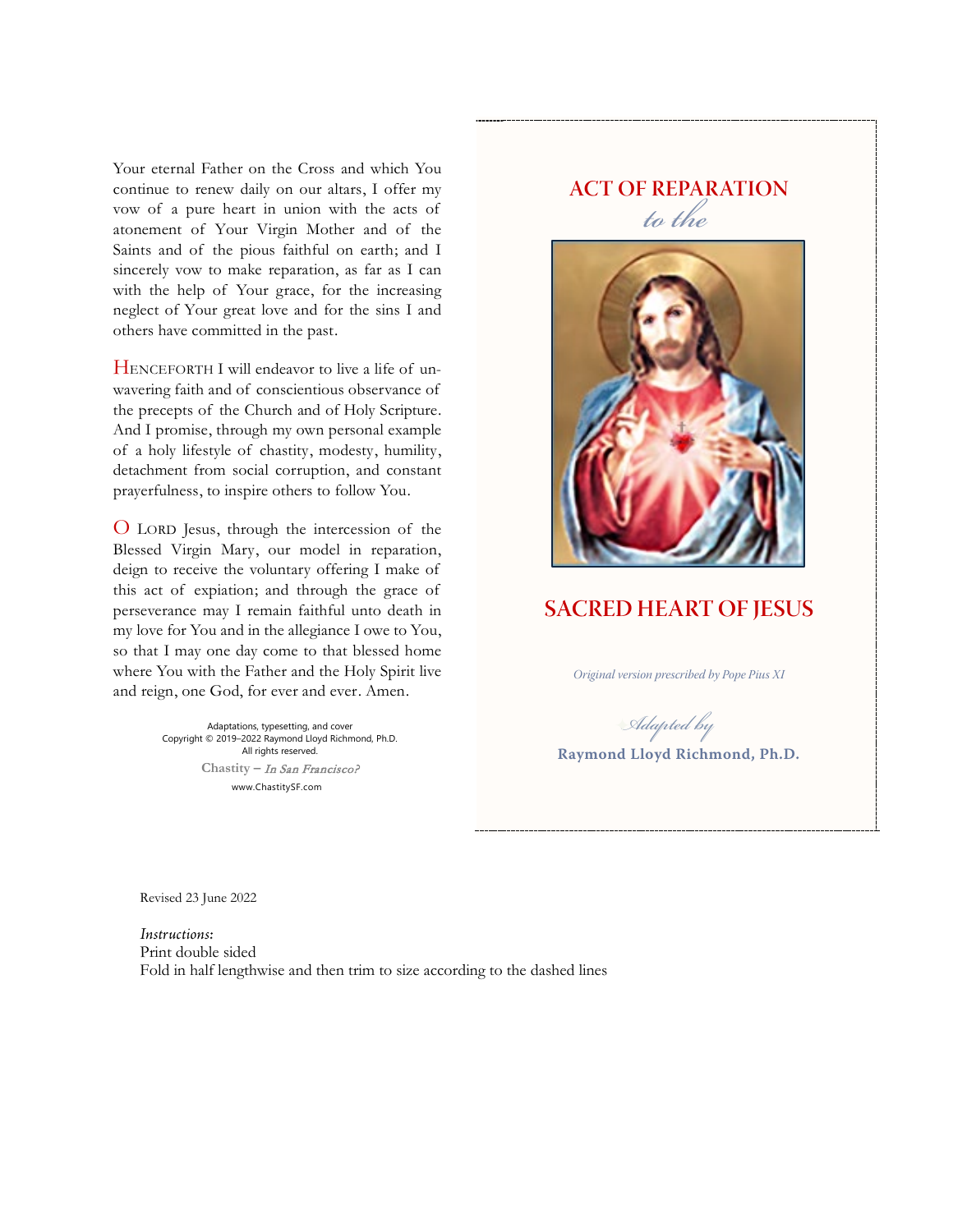Your eternal Father on the Cross and which You continue to renew daily on our altars, I offer my vow of a pure heart in union with the acts of atonement of Your Virgin Mother and of the Saints and of the pious faithful on earth; and I sincerely vow to make reparation, as far as I can with the help of Your grace, for the increasing neglect of Your great love and for the sins I and others have committed in the past.

HENCEFORTH I will endeavor to live a life of unwavering faith and of conscientious observance of the precepts of the Church and of Holy Scripture. And I promise, through my own personal example of a holy lifestyle of chastity, modesty, humility, detachment from social corruption, and constant prayerfulness, to inspire others to follow You.

O LORD Jesus, through the intercession of the Blessed Virgin Mary, our model in reparation, deign to receive the voluntary offering I make of this act of expiation; and through the grace of perseverance may I remain faithful unto death in my love for You and in the allegiance I owe to You, so that I may one day come to that blessed home where You with the Father and the Holy Spirit live and reign, one God, for ever and ever. Amen.

Adaptations, typesetting, and cover
Copyright © 2019–2022 Raymond Lloyd Richmond, Ph.D.
All rights reserved.

Chastity – *In San Francisco?*
www.ChastitySF.com

# ACT OF REPARATION *to the* SACRED HEART OF JESUS

*Original version prescribed by Pope Pius XI*

*Adapted by*

**Raymond Lloyd Richmond, Ph.D.**

Revised 23 June 2022

*Instructions:*
Print double sided
Fold in half lengthwise and then trim to size according to the dashed lines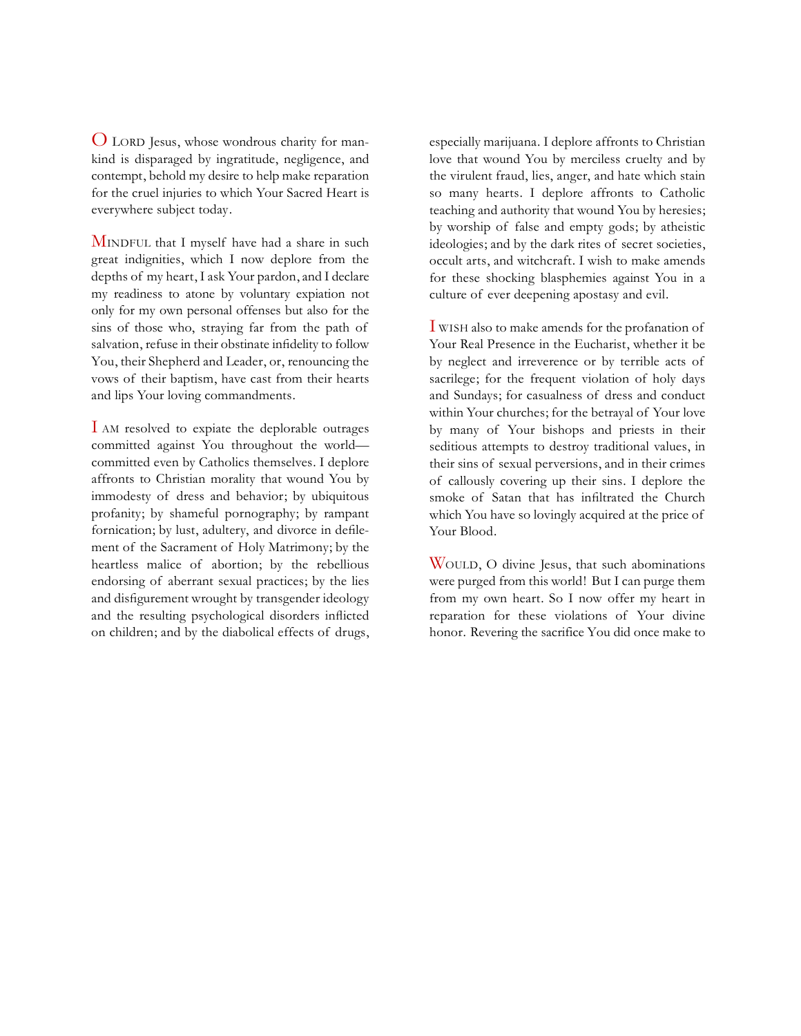O LORD Jesus, whose wondrous charity for mankind is disparaged by ingratitude, negligence, and contempt, behold my desire to help make reparation for the cruel injuries to which Your Sacred Heart is everywhere subject today.

MINDFUL that I myself have had a share in such great indignities, which I now deplore from the depths of my heart, I ask Your pardon, and I declare my readiness to atone by voluntary expiation not only for my own personal offenses but also for the sins of those who, straying far from the path of salvation, refuse in their obstinate infidelity to follow You, their Shepherd and Leader, or, renouncing the vows of their baptism, have cast from their hearts and lips Your loving commandments.

I AM resolved to expiate the deplorable outrages committed against You throughout the world—committed even by Catholics themselves. I deplore affronts to Christian morality that wound You by immodesty of dress and behavior; by ubiquitous profanity; by shameful pornography; by rampant fornication; by lust, adultery, and divorce in defilement of the Sacrament of Holy Matrimony; by the heartless malice of abortion; by the rebellious endorsing of aberrant sexual practices; by the lies and disfigurement wrought by transgender ideology and the resulting psychological disorders inflicted on children; and by the diabolical effects of drugs, especially marijuana. I deplore affronts to Christian love that wound You by merciless cruelty and by the virulent fraud, lies, anger, and hate which stain so many hearts. I deplore affronts to Catholic teaching and authority that wound You by heresies; by worship of false and empty gods; by atheistic ideologies; and by the dark rites of secret societies, occult arts, and witchcraft. I wish to make amends for these shocking blasphemies against You in a culture of ever deepening apostasy and evil.

I WISH also to make amends for the profanation of Your Real Presence in the Eucharist, whether it be by neglect and irreverence or by terrible acts of sacrilege; for the frequent violation of holy days and Sundays; for casualness of dress and conduct within Your churches; for the betrayal of Your love by many of Your bishops and priests in their seditious attempts to destroy traditional values, in their sins of sexual perversions, and in their crimes of callously covering up their sins. I deplore the smoke of Satan that has infiltrated the Church which You have so lovingly acquired at the price of Your Blood.

WOULD, O divine Jesus, that such abominations were purged from this world! But I can purge them from my own heart. So I now offer my heart in reparation for these violations of Your divine honor. Revering the sacrifice You did once make to